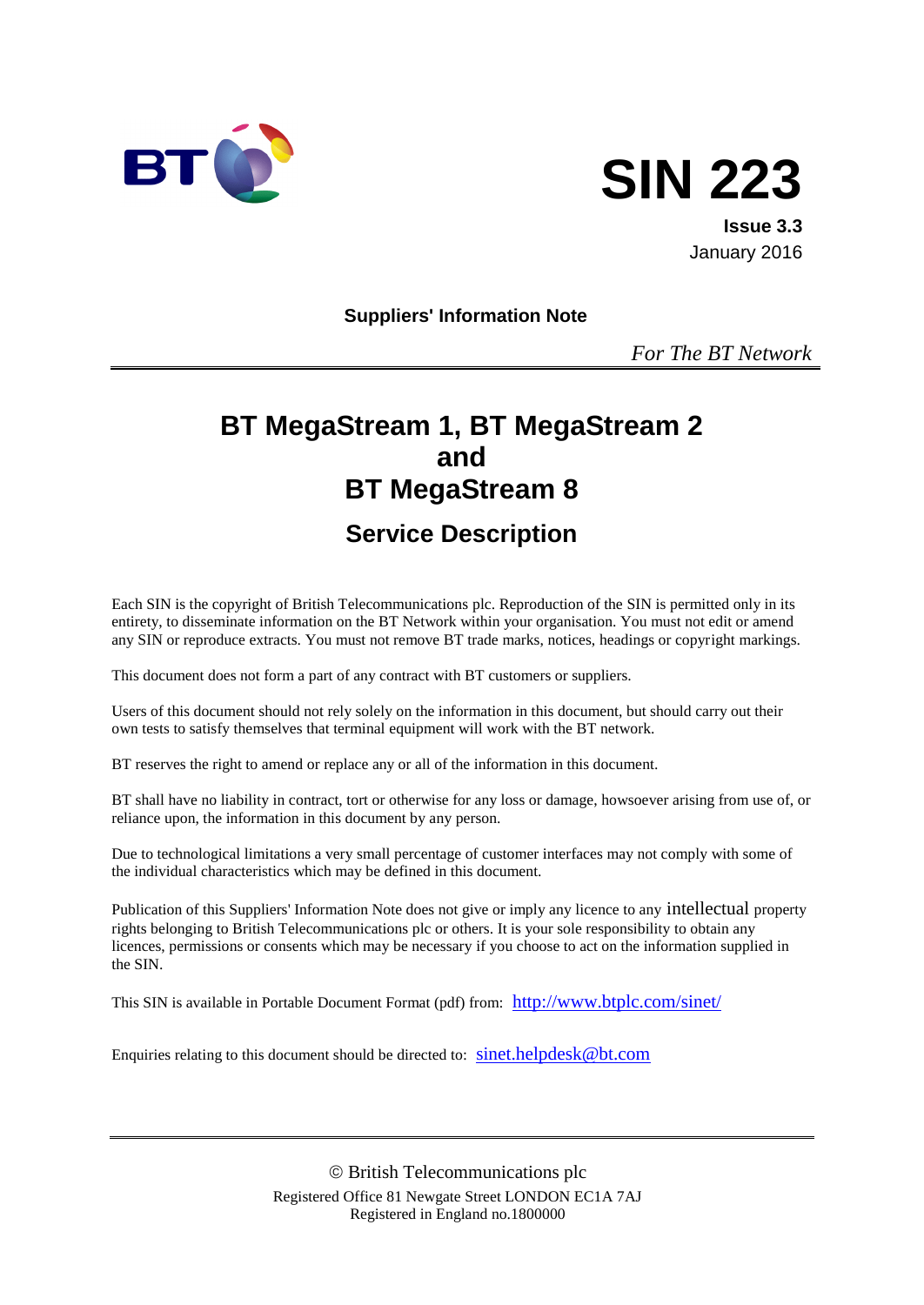# SIN 223

**Issue 3.3**

January 2016

**Suppliers' Information Note**

*For The BT Network*

# BT MegaStream 1, BT MegaStream 2 and BT MegaStream 8

## Service Description

Each SIN is the copyright of British Telecommunications plc. Reproduction of the SIN is permitted only in its entirety, to disseminate information on the BT Network within your organisation. You must not edit or amend any SIN or reproduce extracts. You must not remove BT trade marks, notices, headings or copyright markings.

This document does not form a part of any contract with BT customers or suppliers.

Users of this document should not rely solely on the information in this document, but should carry out their own tests to satisfy themselves that terminal equipment will work with the BT network.

BT reserves the right to amend or replace any or all of the information in this document.

BT shall have no liability in contract, tort or otherwise for any loss or damage, howsoever arising from use of, or reliance upon, the information in this document by any person.

Due to technological limitations a very small percentage of customer interfaces may not comply with some of the individual characteristics which may be defined in this document.

Publication of this Suppliers' Information Note does not give or imply any licence to any intellectual property rights belonging to British Telecommunications plc or others. It is your sole responsibility to obtain any licences, permissions or consents which may be necessary if you choose to act on the information supplied in the SIN.

This SIN is available in Portable Document Format (pdf) from: http://www.btplc.com/sinet/

Enquiries relating to this document should be directed to: sinet.helpdesk@bt.com

© British Telecommunications plc

Registered Office 81 Newgate Street LONDON EC1A 7AJ

Registered in England no.1800000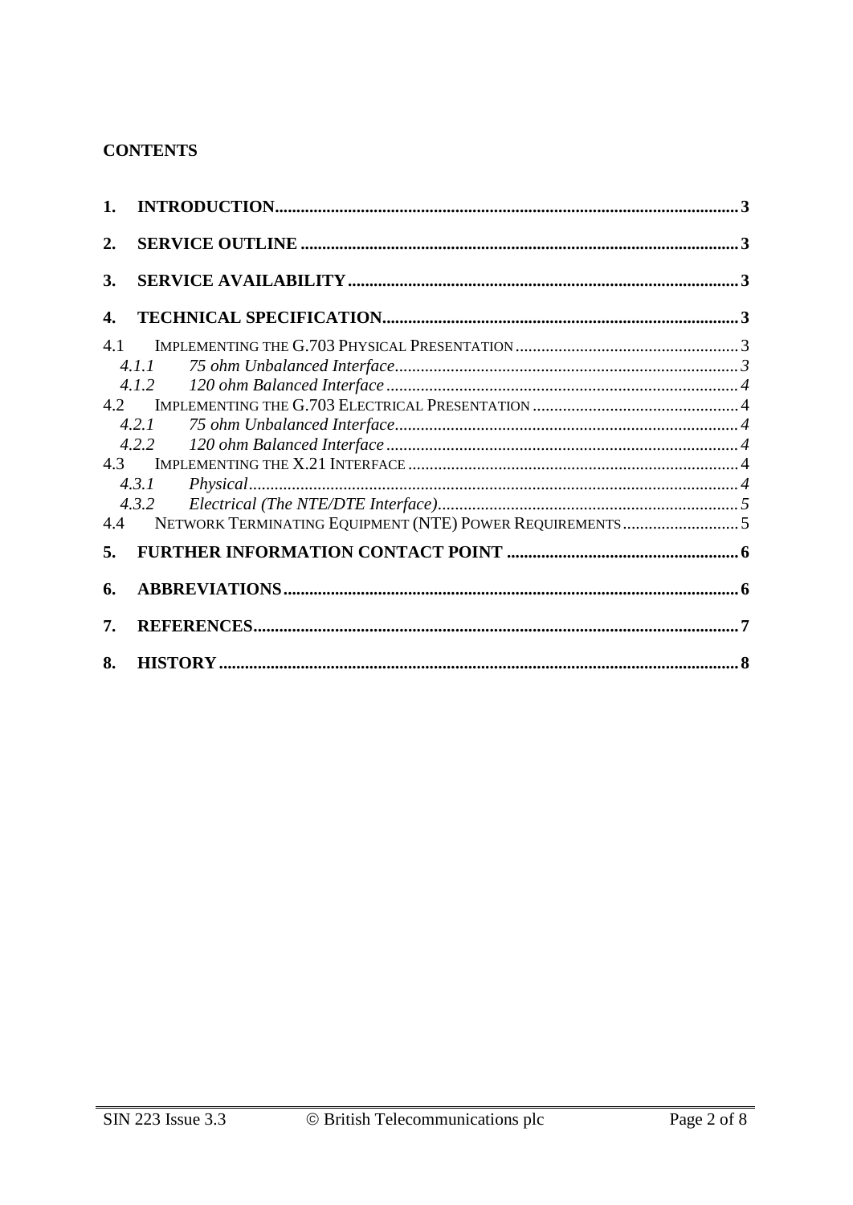**CONTENTS**

**1. INTRODUCTION** .......... 3

**2. SERVICE OUTLINE** .......... 3

**3. SERVICE AVAILABILITY** .......... 3

**4. TECHNICAL SPECIFICATION** .......... 3

4.1 IMPLEMENTING THE G.703 PHYSICAL PRESENTATION .......... 3

*4.1.1 75 ohm Unbalanced Interface* .......... 3

*4.1.2 120 ohm Balanced Interface* .......... 4

4.2 IMPLEMENTING THE G.703 ELECTRICAL PRESENTATION .......... 4

*4.2.1 75 ohm Unbalanced Interface* .......... 4

*4.2.2 120 ohm Balanced Interface* .......... 4

4.3 IMPLEMENTING THE X.21 INTERFACE .......... 4

*4.3.1 Physical* .......... 4

*4.3.2 Electrical (The NTE/DTE Interface)* .......... 5

4.4 NETWORK TERMINATING EQUIPMENT (NTE) POWER REQUIREMENTS .......... 5

**5. FURTHER INFORMATION CONTACT POINT** .......... 6

**6. ABBREVIATIONS** .......... 6

**7. REFERENCES** .......... 7

**8. HISTORY** .......... 8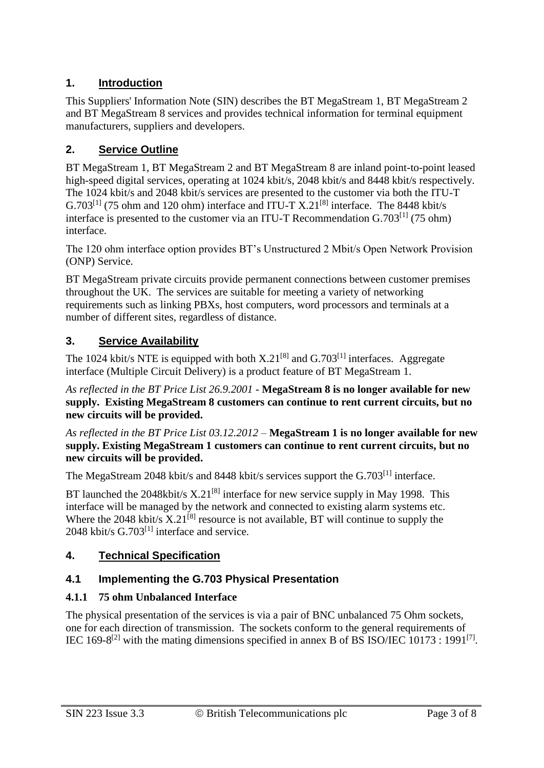## 1. Introduction

This Suppliers' Information Note (SIN) describes the BT MegaStream 1, BT MegaStream 2 and BT MegaStream 8 services and provides technical information for terminal equipment manufacturers, suppliers and developers.

## 2. Service Outline

BT MegaStream 1, BT MegaStream 2 and BT MegaStream 8 are inland point-to-point leased high-speed digital services, operating at 1024 kbit/s, 2048 kbit/s and 8448 kbit/s respectively. The 1024 kbit/s and 2048 kbit/s services are presented to the customer via both the ITU-T G.703[1] (75 ohm and 120 ohm) interface and ITU-T X.21[8] interface. The 8448 kbit/s interface is presented to the customer via an ITU-T Recommendation G.703[1] (75 ohm) interface.

The 120 ohm interface option provides BT's Unstructured 2 Mbit/s Open Network Provision (ONP) Service.

BT MegaStream private circuits provide permanent connections between customer premises throughout the UK. The services are suitable for meeting a variety of networking requirements such as linking PBXs, host computers, word processors and terminals at a number of different sites, regardless of distance.

## 3. Service Availability

The 1024 kbit/s NTE is equipped with both X.21[8] and G.703[1] interfaces. Aggregate interface (Multiple Circuit Delivery) is a product feature of BT MegaStream 1.

*As reflected in the BT Price List 26.9.2001* - **MegaStream 8 is no longer available for new supply. Existing MegaStream 8 customers can continue to rent current circuits, but no new circuits will be provided.**

*As reflected in the BT Price List 03.12.2012* – **MegaStream 1 is no longer available for new supply. Existing MegaStream 1 customers can continue to rent current circuits, but no new circuits will be provided.**

The MegaStream 2048 kbit/s and 8448 kbit/s services support the G.703[1] interface.

BT launched the 2048kbit/s X.21[8] interface for new service supply in May 1998. This interface will be managed by the network and connected to existing alarm systems etc. Where the 2048 kbit/s X.21[8] resource is not available, BT will continue to supply the 2048 kbit/s G.703[1] interface and service.

## 4. Technical Specification

### 4.1 Implementing the G.703 Physical Presentation

#### 4.1.1 75 ohm Unbalanced Interface

The physical presentation of the services is via a pair of BNC unbalanced 75 Ohm sockets, one for each direction of transmission. The sockets conform to the general requirements of IEC 169-8[2] with the mating dimensions specified in annex B of BS ISO/IEC 10173 : 1991[7].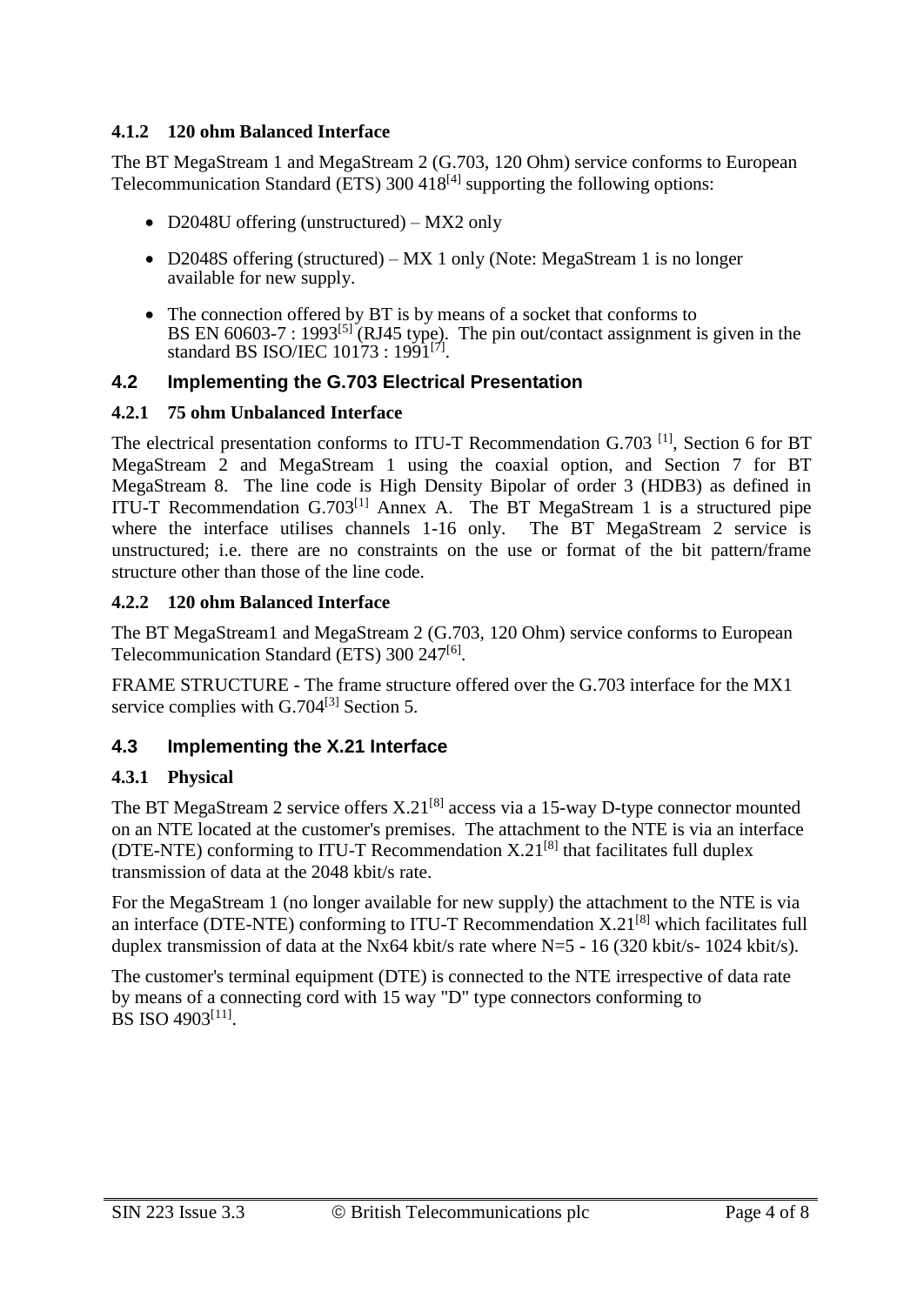#### 4.1.2 120 ohm Balanced Interface

The BT MegaStream 1 and MegaStream 2 (G.703, 120 Ohm) service conforms to European Telecommunication Standard (ETS) 300 418[4] supporting the following options:

- D2048U offering (unstructured) – MX2 only
- D2048S offering (structured) – MX 1 only (Note: MegaStream 1 is no longer available for new supply.
- The connection offered by BT is by means of a socket that conforms to BS EN 60603-7 : 1993[5] (RJ45 type). The pin out/contact assignment is given in the standard BS ISO/IEC 10173 : 1991[7].

### 4.2 Implementing the G.703 Electrical Presentation

#### 4.2.1 75 ohm Unbalanced Interface

The electrical presentation conforms to ITU-T Recommendation G.703 [1], Section 6 for BT MegaStream 2 and MegaStream 1 using the coaxial option, and Section 7 for BT MegaStream 8. The line code is High Density Bipolar of order 3 (HDB3) as defined in ITU-T Recommendation G.703[1] Annex A. The BT MegaStream 1 is a structured pipe where the interface utilises channels 1-16 only. The BT MegaStream 2 service is unstructured; i.e. there are no constraints on the use or format of the bit pattern/frame structure other than those of the line code.

#### 4.2.2 120 ohm Balanced Interface

The BT MegaStream1 and MegaStream 2 (G.703, 120 Ohm) service conforms to European Telecommunication Standard (ETS) 300 247[6].

FRAME STRUCTURE - The frame structure offered over the G.703 interface for the MX1 service complies with G.704[3] Section 5.

### 4.3 Implementing the X.21 Interface

#### 4.3.1 Physical

The BT MegaStream 2 service offers X.21[8] access via a 15-way D-type connector mounted on an NTE located at the customer's premises. The attachment to the NTE is via an interface (DTE-NTE) conforming to ITU-T Recommendation X.21[8] that facilitates full duplex transmission of data at the 2048 kbit/s rate.

For the MegaStream 1 (no longer available for new supply) the attachment to the NTE is via an interface (DTE-NTE) conforming to ITU-T Recommendation X.21[8] which facilitates full duplex transmission of data at the Nx64 kbit/s rate where N=5 - 16 (320 kbit/s- 1024 kbit/s).

The customer's terminal equipment (DTE) is connected to the NTE irrespective of data rate by means of a connecting cord with 15 way "D" type connectors conforming to BS ISO 4903[11].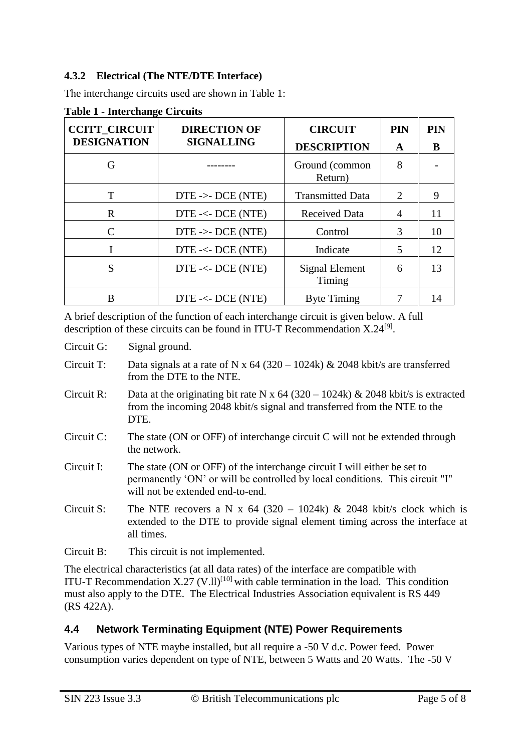### 4.3.2 Electrical (The NTE/DTE Interface)

The interchange circuits used are shown in Table 1:

**Table 1 - Interchange Circuits**

| CCITT_CIRCUIT DESIGNATION | DIRECTION OF SIGNALLING | CIRCUIT DESCRIPTION | PIN A | PIN B |
|---|---|---|---|---|
| G | -------- | Ground (common Return) | 8 | - |
| T | DTE ->- DCE (NTE) | Transmitted Data | 2 | 9 |
| R | DTE -<- DCE (NTE) | Received Data | 4 | 11 |
| C | DTE ->- DCE (NTE) | Control | 3 | 10 |
| I | DTE -<- DCE (NTE) | Indicate | 5 | 12 |
| S | DTE -<- DCE (NTE) | Signal Element Timing | 6 | 13 |
| B | DTE -<- DCE (NTE) | Byte Timing | 7 | 14 |

A brief description of the function of each interchange circuit is given below. A full description of these circuits can be found in ITU-T Recommendation X.24[9].

Circuit G: Signal ground.

Circuit T: Data signals at a rate of N x 64 (320 – 1024k) & 2048 kbit/s are transferred from the DTE to the NTE.

Circuit R: Data at the originating bit rate N x 64 (320 – 1024k) & 2048 kbit/s is extracted from the incoming 2048 kbit/s signal and transferred from the NTE to the DTE.

Circuit C: The state (ON or OFF) of interchange circuit C will not be extended through the network.

Circuit I: The state (ON or OFF) of the interchange circuit I will either be set to permanently 'ON' or will be controlled by local conditions. This circuit "I" will not be extended end-to-end.

Circuit S: The NTE recovers a N x 64 (320 – 1024k) & 2048 kbit/s clock which is extended to the DTE to provide signal element timing across the interface at all times.

Circuit B: This circuit is not implemented.

The electrical characteristics (at all data rates) of the interface are compatible with ITU-T Recommendation X.27 (V.ll)[10] with cable termination in the load. This condition must also apply to the DTE. The Electrical Industries Association equivalent is RS 449 (RS 422A).

## 4.4 Network Terminating Equipment (NTE) Power Requirements

Various types of NTE maybe installed, but all require a -50 V d.c. Power feed. Power consumption varies dependent on type of NTE, between 5 Watts and 20 Watts. The -50 V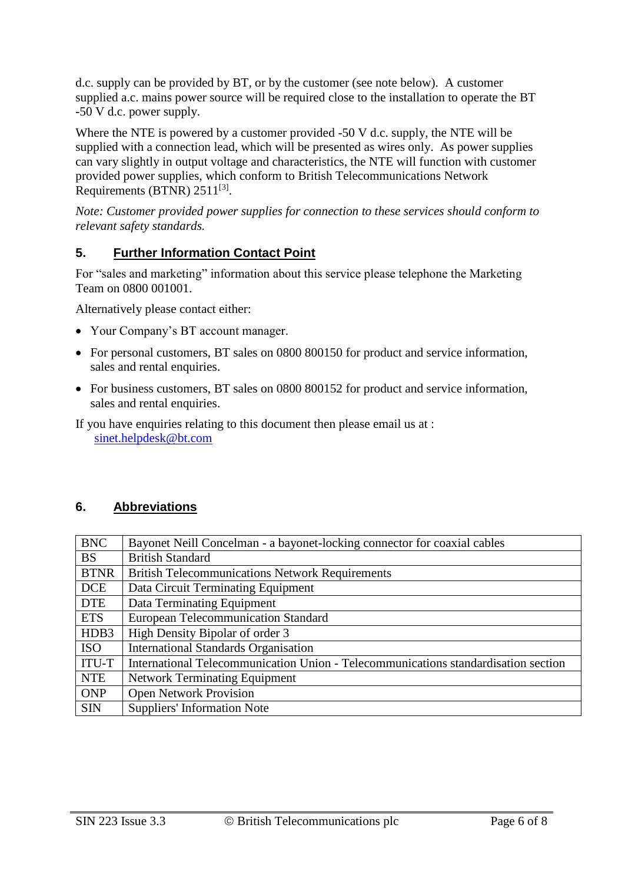d.c. supply can be provided by BT, or by the customer (see note below). A customer supplied a.c. mains power source will be required close to the installation to operate the BT -50 V d.c. power supply.

Where the NTE is powered by a customer provided -50 V d.c. supply, the NTE will be supplied with a connection lead, which will be presented as wires only. As power supplies can vary slightly in output voltage and characteristics, the NTE will function with customer provided power supplies, which conform to British Telecommunications Network Requirements (BTNR) 2511[3].

*Note: Customer provided power supplies for connection to these services should conform to relevant safety standards.*

## 5. Further Information Contact Point

For "sales and marketing" information about this service please telephone the Marketing Team on 0800 001001.

Alternatively please contact either:

- Your Company's BT account manager.
- For personal customers, BT sales on 0800 800150 for product and service information, sales and rental enquiries.
- For business customers, BT sales on 0800 800152 for product and service information, sales and rental enquiries.

If you have enquiries relating to this document then please email us at :
sinet.helpdesk@bt.com

## 6. Abbreviations

| | |
|---|---|
| BNC | Bayonet Neill Concelman - a bayonet-locking connector for coaxial cables |
| BS | British Standard |
| BTNR | British Telecommunications Network Requirements |
| DCE | Data Circuit Terminating Equipment |
| DTE | Data Terminating Equipment |
| ETS | European Telecommunication Standard |
| HDB3 | High Density Bipolar of order 3 |
| ISO | International Standards Organisation |
| ITU-T | International Telecommunication Union - Telecommunications standardisation section |
| NTE | Network Terminating Equipment |
| ONP | Open Network Provision |
| SIN | Suppliers' Information Note |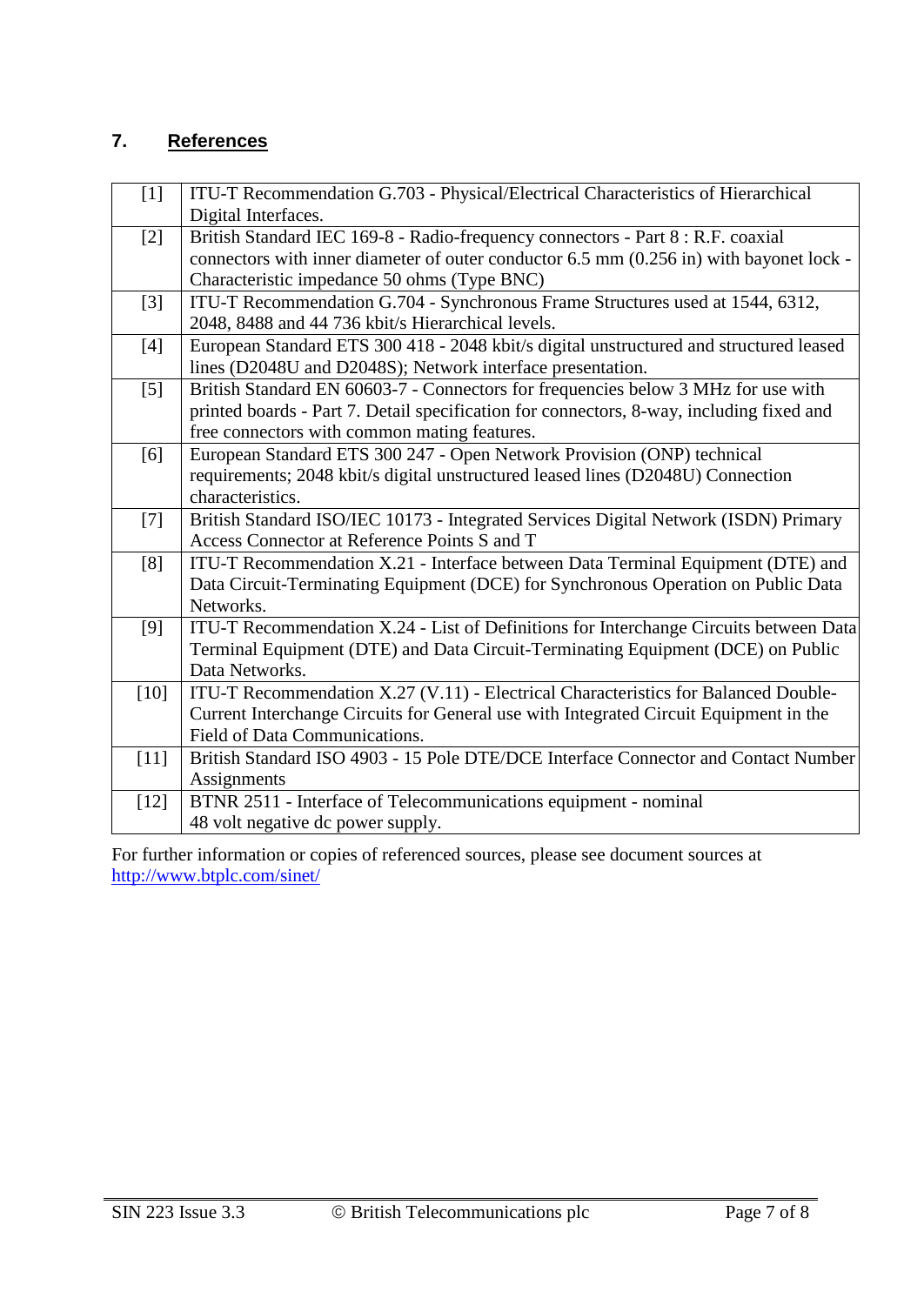## 7. References

| | |
|---|---|
| [1] | ITU-T Recommendation G.703 - Physical/Electrical Characteristics of Hierarchical Digital Interfaces. |
| [2] | British Standard IEC 169-8 - Radio-frequency connectors - Part 8 : R.F. coaxial connectors with inner diameter of outer conductor 6.5 mm (0.256 in) with bayonet lock - Characteristic impedance 50 ohms (Type BNC) |
| [3] | ITU-T Recommendation G.704 - Synchronous Frame Structures used at 1544, 6312, 2048, 8488 and 44 736 kbit/s Hierarchical levels. |
| [4] | European Standard ETS 300 418 - 2048 kbit/s digital unstructured and structured leased lines (D2048U and D2048S); Network interface presentation. |
| [5] | British Standard EN 60603-7 - Connectors for frequencies below 3 MHz for use with printed boards - Part 7. Detail specification for connectors, 8-way, including fixed and free connectors with common mating features. |
| [6] | European Standard ETS 300 247 - Open Network Provision (ONP) technical requirements; 2048 kbit/s digital unstructured leased lines (D2048U) Connection characteristics. |
| [7] | British Standard ISO/IEC 10173 - Integrated Services Digital Network (ISDN) Primary Access Connector at Reference Points S and T |
| [8] | ITU-T Recommendation X.21 - Interface between Data Terminal Equipment (DTE) and Data Circuit-Terminating Equipment (DCE) for Synchronous Operation on Public Data Networks. |
| [9] | ITU-T Recommendation X.24 - List of Definitions for Interchange Circuits between Data Terminal Equipment (DTE) and Data Circuit-Terminating Equipment (DCE) on Public Data Networks. |
| [10] | ITU-T Recommendation X.27 (V.11) - Electrical Characteristics for Balanced Double-Current Interchange Circuits for General use with Integrated Circuit Equipment in the Field of Data Communications. |
| [11] | British Standard ISO 4903 - 15 Pole DTE/DCE Interface Connector and Contact Number Assignments |
| [12] | BTNR 2511 - Interface of Telecommunications equipment - nominal 48 volt negative dc power supply. |

For further information or copies of referenced sources, please see document sources at http://www.btplc.com/sinet/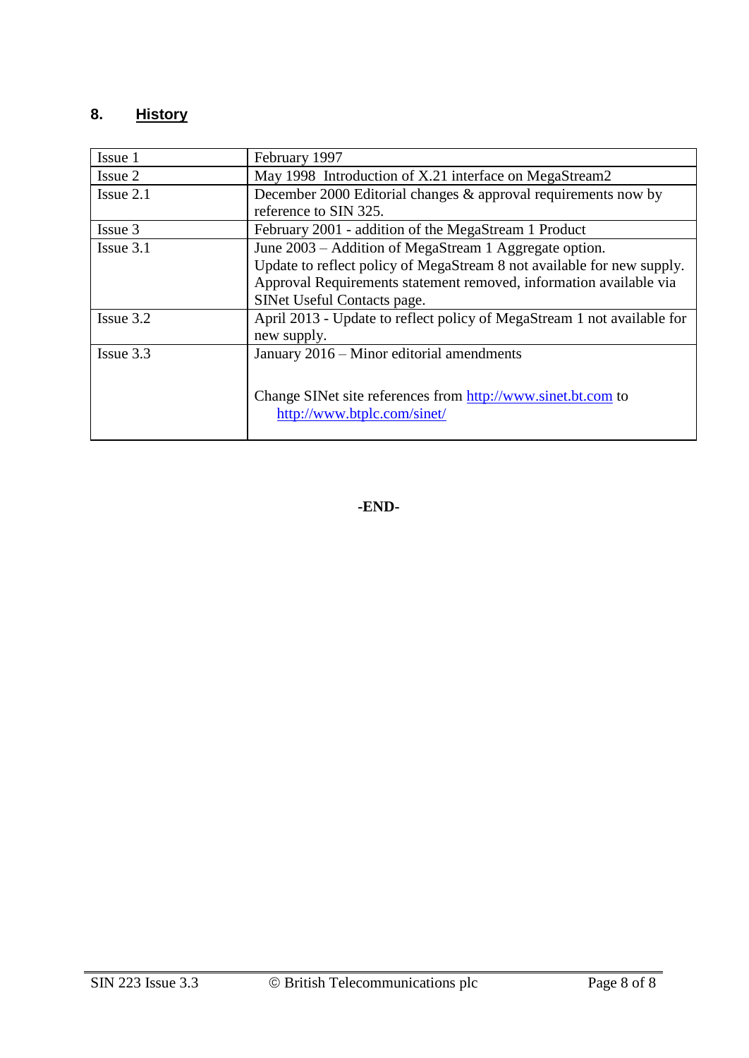## 8. History

| | |
|---|---|
| Issue 1 | February 1997 |
| Issue 2 | May 1998 Introduction of X.21 interface on MegaStream2 |
| Issue 2.1 | December 2000 Editorial changes & approval requirements now by reference to SIN 325. |
| Issue 3 | February 2001 - addition of the MegaStream 1 Product |
| Issue 3.1 | June 2003 – Addition of MegaStream 1 Aggregate option.<br>Update to reflect policy of MegaStream 8 not available for new supply.<br>Approval Requirements statement removed, information available via SINet Useful Contacts page. |
| Issue 3.2 | April 2013 - Update to reflect policy of MegaStream 1 not available for new supply. |
| Issue 3.3 | January 2016 – Minor editorial amendments<br><br>Change SINet site references from http://www.sinet.bt.com to http://www.btplc.com/sinet/ |

**-END-**